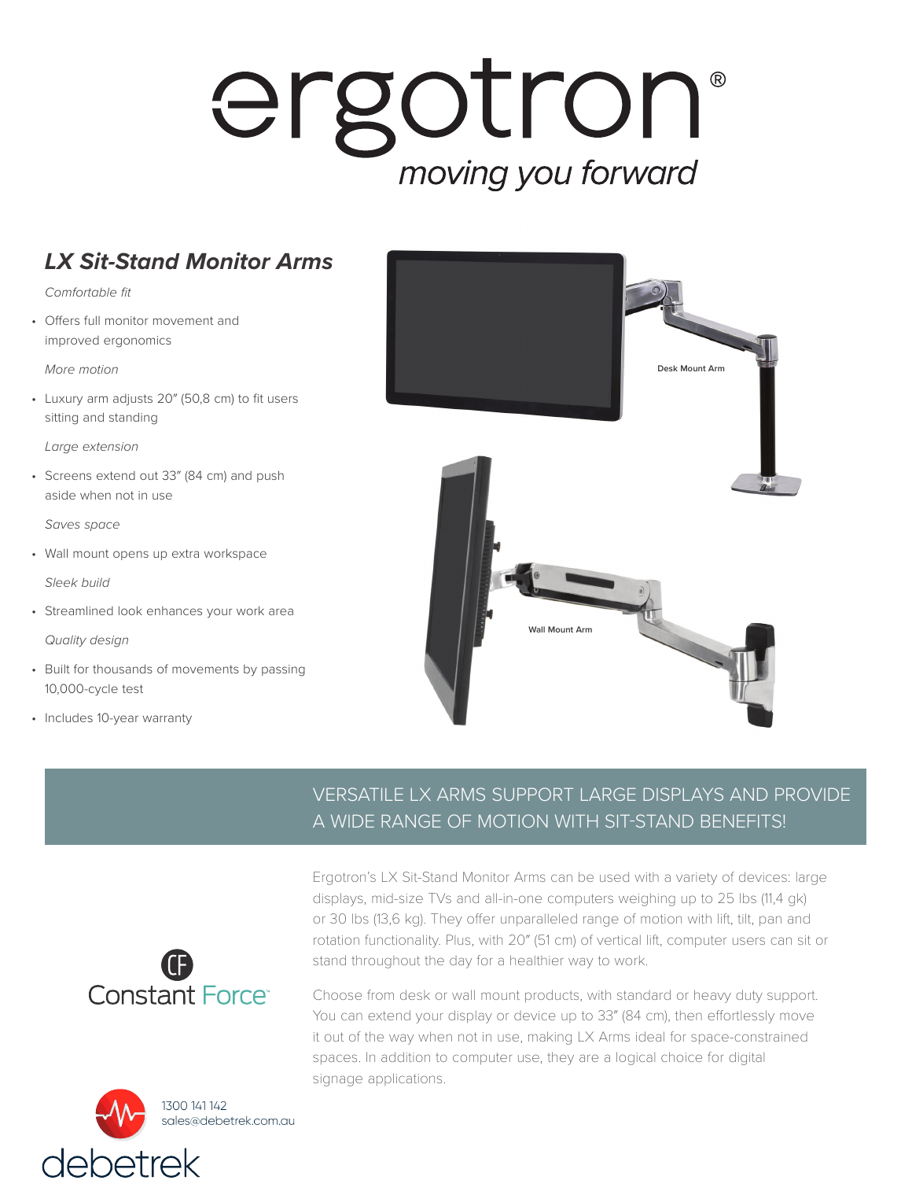# ergotron®

*moving you forward*

## *LX Sit-Stand Monitor Arms*

*Comfortable fit*

- Offers full monitor movement and improved ergonomics

*More motion*

- Luxury arm adjusts 20" (50,8 cm) to fit users sitting and standing

*Large extension*

- Screens extend out 33" (84 cm) and push aside when not in use

*Saves space*

- Wall mount opens up extra workspace

*Sleek build*

- Streamlined look enhances your work area

*Quality design*

- Built for thousands of movements by passing 10,000-cycle test
- Includes 10-year warranty

Desk Mount Arm

Wall Mount Arm

## VERSATILE LX ARMS SUPPORT LARGE DISPLAYS AND PROVIDE A WIDE RANGE OF MOTION WITH SIT-STAND BENEFITS!

Ergotron's LX Sit-Stand Monitor Arms can be used with a variety of devices: large displays, mid-size TVs and all-in-one computers weighing up to 25 lbs (11,4 gk) or 30 lbs (13,6 kg). They offer unparalleled range of motion with lift, tilt, pan and rotation functionality. Plus, with 20" (51 cm) of vertical lift, computer users can sit or stand throughout the day for a healthier way to work.

Choose from desk or wall mount products, with standard or heavy duty support. You can extend your display or device up to 33" (84 cm), then effortlessly move it out of the way when not in use, making LX Arms ideal for space-constrained spaces. In addition to computer use, they are a logical choice for digital signage applications.

Constant Force™

1300 141 142
sales@debetrek.com.au

debetrek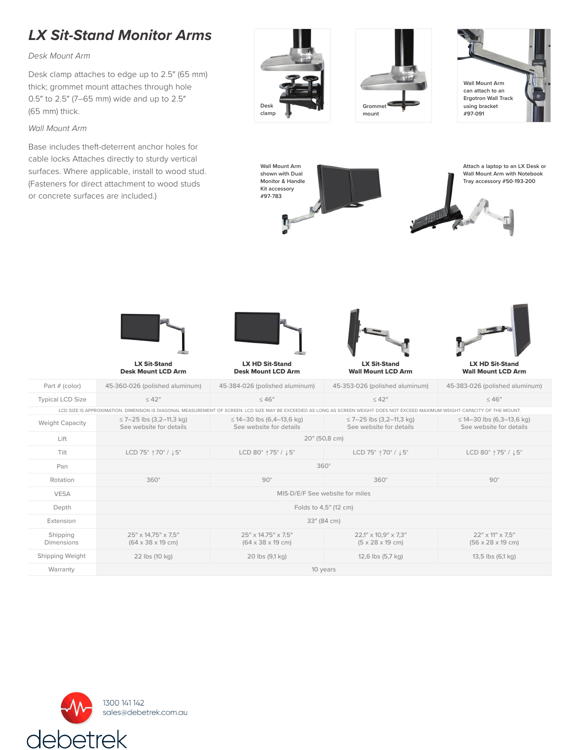# *LX Sit-Stand Monitor Arms*

*Desk Mount Arm*

Desk clamp attaches to edge up to 2.5" (65 mm) thick; grommet mount attaches through hole 0.5" to 2.5" (7–65 mm) wide and up to 2.5" (65 mm) thick.

*Wall Mount Arm*

Base includes theft-deterrent anchor holes for cable locks Attaches directly to sturdy vertical surfaces. Where applicable, install to wood stud. (Fasteners for direct attachment to wood studs or concrete surfaces are included.)

Desk clamp

Grommet mount

Wall Mount Arm can attach to an Ergotron Wall Track using bracket #97-091

Wall Mount Arm shown with Dual Monitor & Handle Kit accessory #97-783

Attach a laptop to an LX Desk or Wall Mount Arm with Notebook Tray accessory #50-193-200

| | LX Sit-Stand Desk Mount LCD Arm | LX HD Sit-Stand Desk Mount LCD Arm | LX Sit-Stand Wall Mount LCD Arm | LX HD Sit-Stand Wall Mount LCD Arm |
|---|---|---|---|---|
| Part # (color) | 45-360-026 (polished aluminum) | 45-384-026 (polished aluminum) | 45-353-026 (polished aluminum) | 45-383-026 (polished aluminum) |
| Typical LCD Size | ≤ 42" | ≤ 46" | ≤ 42" | ≤ 46" |
| LCD SIZE IS APPROXIMATION. DIMENSION IS DIAGONAL MEASUREMENT OF SCREEN. LCD SIZE MAY BE EXCEEDED AS LONG AS SCREEN WEIGHT DOES NOT EXCEED MAXIMUM WEIGHT CAPACITY OF THE MOUNT. | | | | |
| Weight Capacity | ≤ 7–25 lbs (3,2–11,3 kg) See website for details | ≤ 14–30 lbs (6,4–13,6 kg) See website for details | ≤ 7–25 lbs (3,2–11,3 kg) See website for details | ≤ 14–30 lbs (6,3–13,6 kg) See website for details |
| Lift | 20" (50,8 cm) | | | |
| Tilt | LCD 75° ↑70° / ↓5° | LCD 80° ↑75° / ↓5° | LCD 75° ↑70° / ↓5° | LCD 80° ↑75° / ↓5° |
| Pan | 360° | | | |
| Rotation | 360° | 90° | 360° | 90° |
| VESA | MIS-D/E/F See website for miles | | | |
| Depth | Folds to 4,5" (12 cm) | | | |
| Extension | 33" (84 cm) | | | |
| Shipping Dimensions | 25" x 14,75" x 7,5" (64 x 38 x 19 cm) | 25" x 14.75" x 7.5" (64 x 38 x 19 cm) | 22,1" x 10,9" x 7,3" (5 x 28 x 19 cm) | 22" x 11" x 7,5" (56 x 28 x 19 cm) |
| Shipping Weight | 22 lbs (10 kg) | 20 lbs (9,1 kg) | 12,6 lbs (5,7 kg) | 13,5 lbs (6,1 kg) |
| Warranty | 10 years | | | |

1300 141 142
sales@debetrek.com.au

debetrek